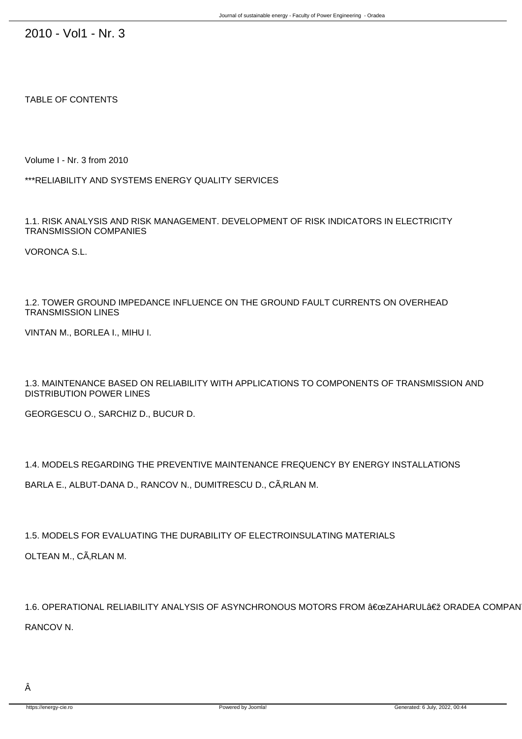# 2010 - Vol1 - Nr. 3

TABLE OF CONTENTS

Volume I - Nr. 3 from 2010

***RELIABILITY AND SYSTEMS ENERGY QUALITY SERVICES

1.1. RISK ANALYSIS AND RISK MANAGEMENT. DEVELOPMENT OF RISK INDICATORS IN ELECTRICITY TRANSMISSION COMPANIES

VORONCA S.L.

1.2. TOWER GROUND IMPEDANCE INFLUENCE ON THE GROUND FAULT CURRENTS ON OVERHEAD TRANSMISSION LINES

VINTAN M., BORLEA I., MIHU I.

1.3. MAINTENANCE BASED ON RELIABILITY WITH APPLICATIONS TO COMPONENTS OF TRANSMISSION AND DISTRIBUTION POWER LINES

GEORGESCU O., SARCHIZ D., BUCUR D.

1.4. MODELS REGARDING THE PREVENTIVE MAINTENANCE FREQUENCY BY ENERGY INSTALLATIONS

BARLA E., ALBUT-DANA D., RANCOV N., DUMITRESCU D., CÃ‚RLAN M.

1.5. MODELS FOR EVALUATING THE DURABILITY OF ELECTROINSULATING MATERIALS

OLTEAN M., CÃ‚RLAN M.

1.6. OPERATIONAL RELIABILITY ANALYSIS OF ASYNCHRONOUS MOTORS FROM â€œZAHARULâ€ž ORADEA COMPAN

RANCOV N.

Â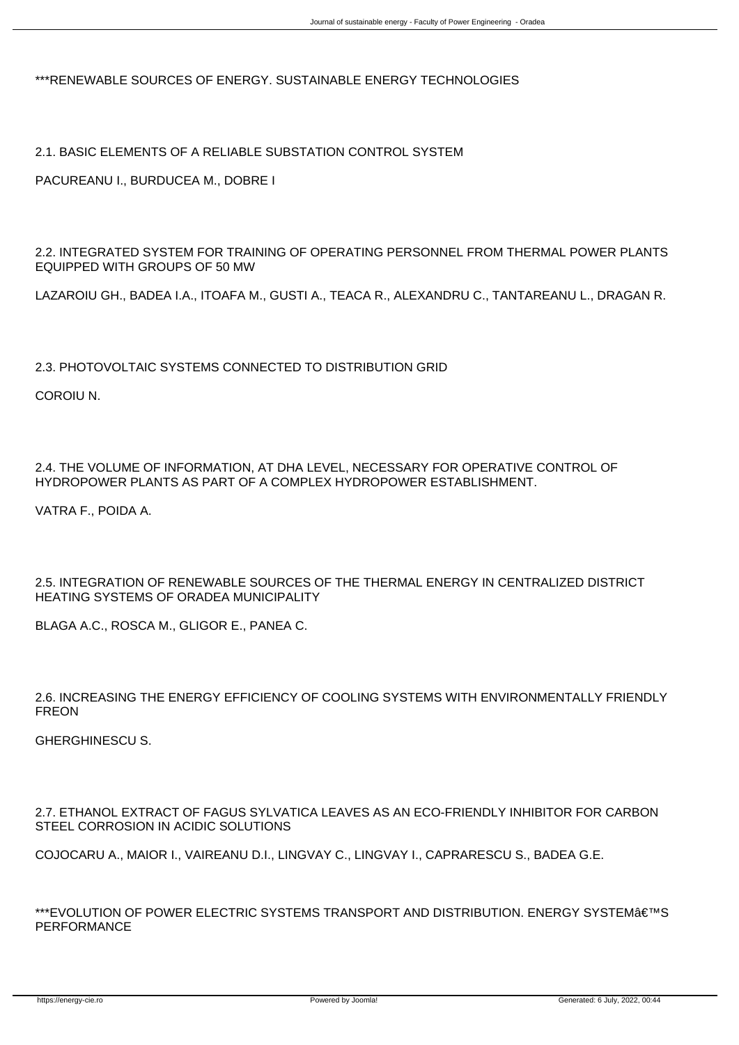***RENEWABLE SOURCES OF ENERGY. SUSTAINABLE ENERGY TECHNOLOGIES

2.1. BASIC ELEMENTS OF A RELIABLE SUBSTATION CONTROL SYSTEM

PACUREANU I., BURDUCEA M., DOBRE I

2.2. INTEGRATED SYSTEM FOR TRAINING OF OPERATING PERSONNEL FROM THERMAL POWER PLANTS EQUIPPED WITH GROUPS OF 50 MW

LAZAROIU GH., BADEA I.A., ITOAFA M., GUSTI A., TEACA R., ALEXANDRU C., TANTAREANU L., DRAGAN R.

2.3. PHOTOVOLTAIC SYSTEMS CONNECTED TO DISTRIBUTION GRID

COROIU N.

2.4. THE VOLUME OF INFORMATION, AT DHA LEVEL, NECESSARY FOR OPERATIVE CONTROL OF HYDROPOWER PLANTS AS PART OF A COMPLEX HYDROPOWER ESTABLISHMENT.

VATRA F., POIDA A.

2.5. INTEGRATION OF RENEWABLE SOURCES OF THE THERMAL ENERGY IN CENTRALIZED DISTRICT HEATING SYSTEMS OF ORADEA MUNICIPALITY

BLAGA A.C., ROSCA M., GLIGOR E., PANEA C.

2.6. INCREASING THE ENERGY EFFICIENCY OF COOLING SYSTEMS WITH ENVIRONMENTALLY FRIENDLY FREON

GHERGHINESCU S.

2.7. ETHANOL EXTRACT OF FAGUS SYLVATICA LEAVES AS AN ECO-FRIENDLY INHIBITOR FOR CARBON STEEL CORROSION IN ACIDIC SOLUTIONS

COJOCARU A., MAIOR I., VAIREANU D.I., LINGVAY C., LINGVAY I., CAPRARESCU S., BADEA G.E.

***EVOLUTION OF POWER ELECTRIC SYSTEMS TRANSPORT AND DISTRIBUTION. ENERGY SYSTEMâ€™S PERFORMANCE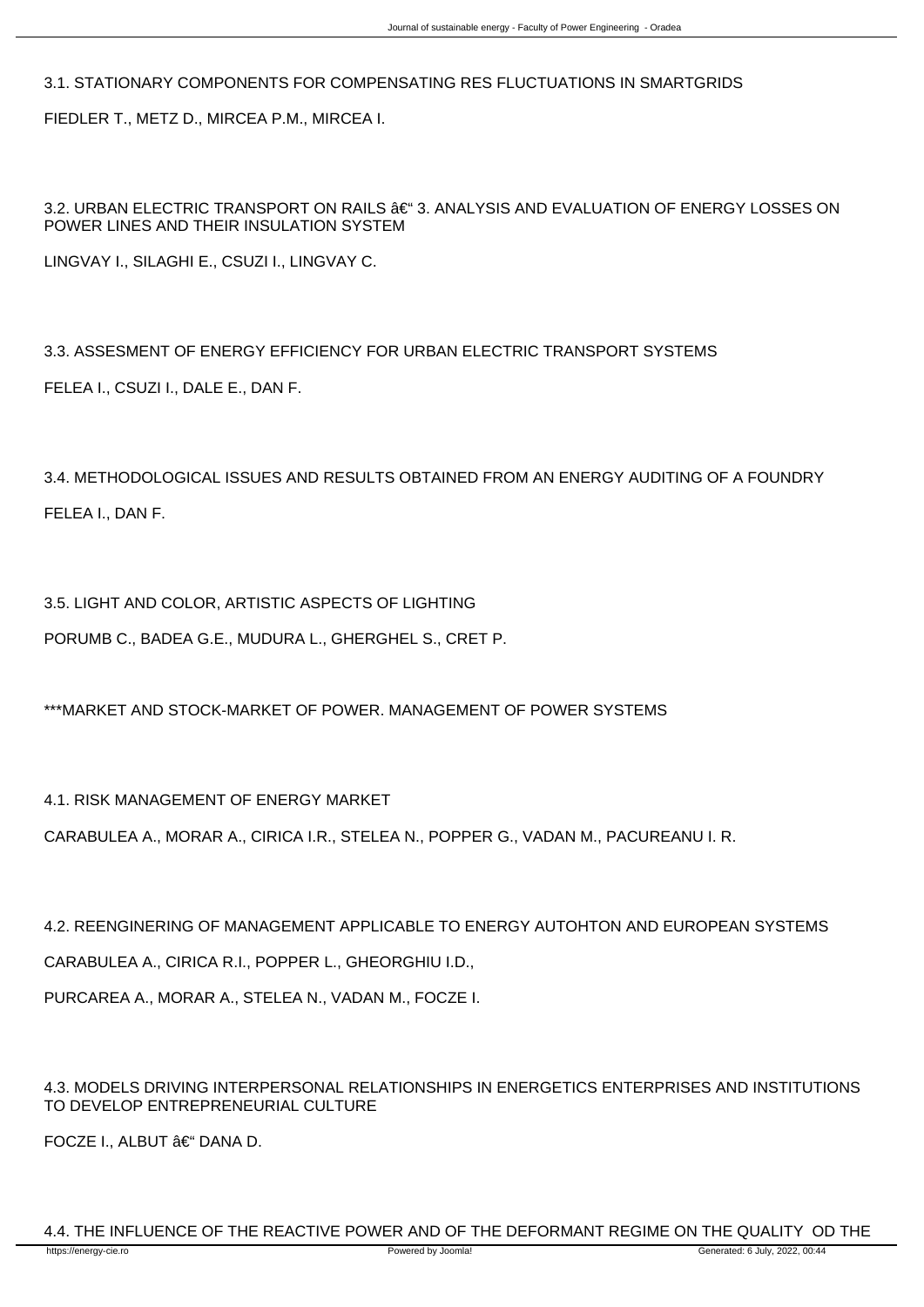3.1. STATIONARY COMPONENTS FOR COMPENSATING RES FLUCTUATIONS IN SMARTGRIDS

FIEDLER T., METZ D., MIRCEA P.M., MIRCEA I.

3.2. URBAN ELECTRIC TRANSPORT ON RAILS â€“ 3. ANALYSIS AND EVALUATION OF ENERGY LOSSES ON POWER LINES AND THEIR INSULATION SYSTEM

LINGVAY I., SILAGHI E., CSUZI I., LINGVAY C.

3.3. ASSESMENT OF ENERGY EFFICIENCY FOR URBAN ELECTRIC TRANSPORT SYSTEMS

FELEA I., CSUZI I., DALE E., DAN F.

3.4. METHODOLOGICAL ISSUES AND RESULTS OBTAINED FROM AN ENERGY AUDITING OF A FOUNDRY

FELEA I., DAN F.

3.5. LIGHT AND COLOR, ARTISTIC ASPECTS OF LIGHTING

PORUMB C., BADEA G.E., MUDURA L., GHERGHEL S., CRET P.

***MARKET AND STOCK-MARKET OF POWER. MANAGEMENT OF POWER SYSTEMS

4.1. RISK MANAGEMENT OF ENERGY MARKET

CARABULEA A., MORAR A., CIRICA I.R., STELEA N., POPPER G., VADAN M., PACUREANU I. R.

4.2. REENGINERING OF MANAGEMENT APPLICABLE TO ENERGY AUTOHTON AND EUROPEAN SYSTEMS

CARABULEA A., CIRICA R.I., POPPER L., GHEORGHIU I.D.,

PURCAREA A., MORAR A., STELEA N., VADAN M., FOCZE I.

4.3. MODELS DRIVING INTERPERSONAL RELATIONSHIPS IN ENERGETICS ENTERPRISES AND INSTITUTIONS TO DEVELOP ENTREPRENEURIAL CULTURE

FOCZE I., ALBUT â€“ DANA D.

4.4. THE INFLUENCE OF THE REACTIVE POWER AND OF THE DEFORMANT REGIME ON THE QUALITY OD THE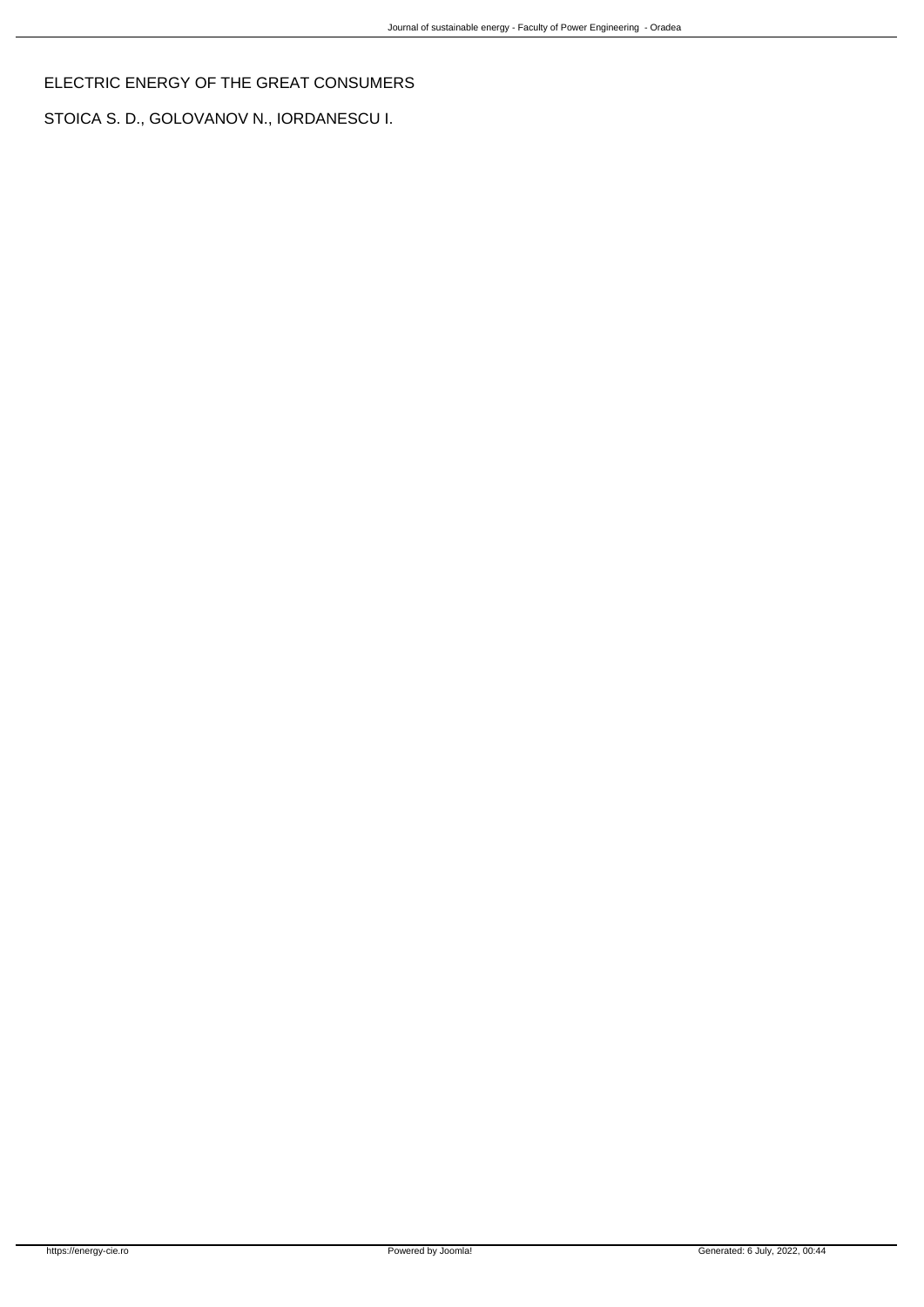ELECTRIC ENERGY OF THE GREAT CONSUMERS

STOICA S. D., GOLOVANOV N., IORDANESCU I.